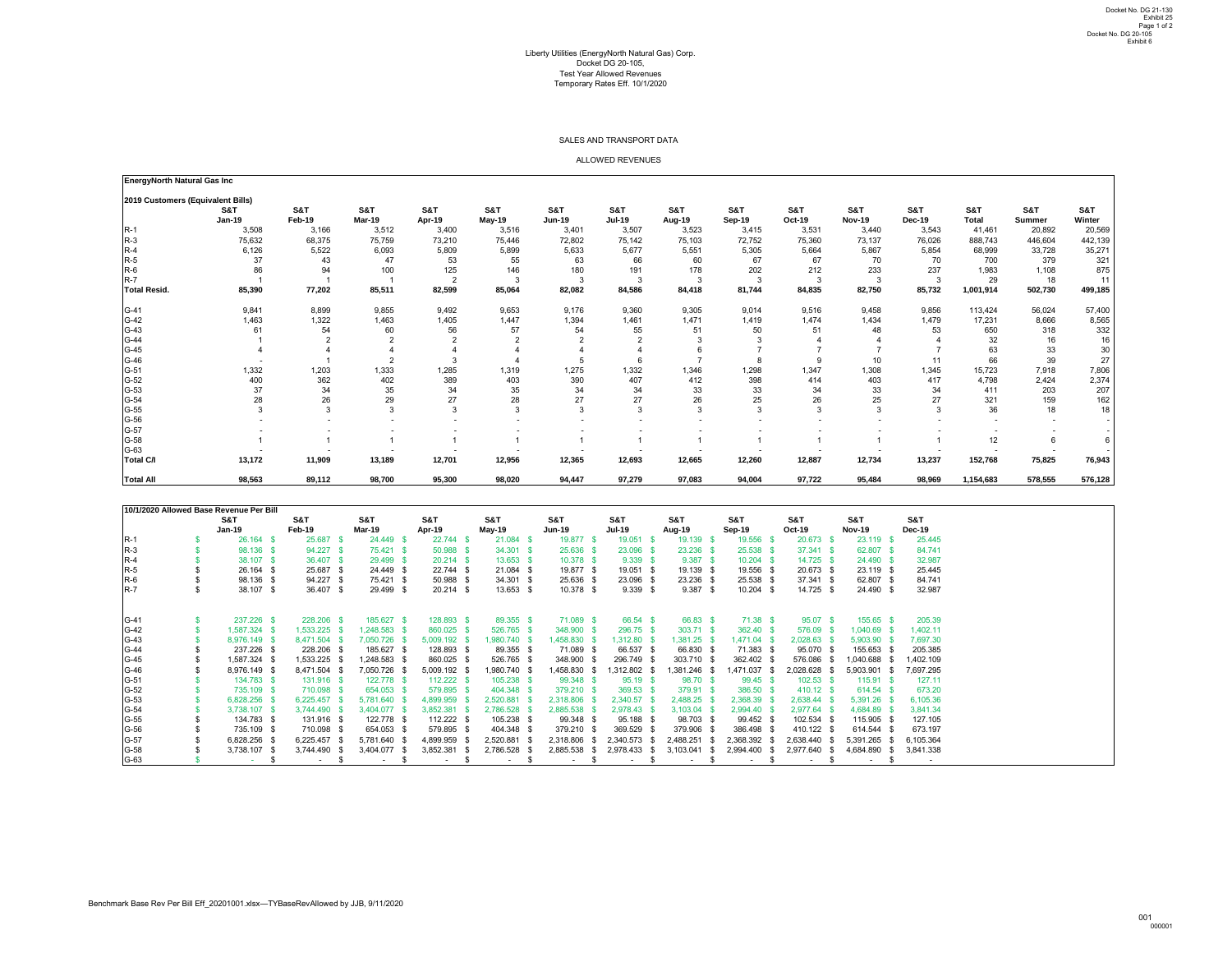Liberty Utilities (EnergyNorth Natural Gas) Corp.
Docket DG 20-105,
Test Year Allowed Revenues
Temporary Rates Eff. 10/1/2020

SALES AND TRANSPORT DATA

ALLOWED REVENUES

**EnergyNorth Natural Gas Inc**

**2019 Customers (Equivalent Bills)**

| | S&T Jan-19 | S&T Feb-19 | S&T Mar-19 | S&T Apr-19 | S&T May-19 | S&T Jun-19 | S&T Jul-19 | S&T Aug-19 | S&T Sep-19 | S&T Oct-19 | S&T Nov-19 | S&T Dec-19 | S&T Total | S&T Summer | S&T Winter |
|---|---|---|---|---|---|---|---|---|---|---|---|---|---|---|---|
| R-1 | 3,508 | 3,166 | 3,512 | 3,400 | 3,516 | 3,401 | 3,507 | 3,523 | 3,415 | 3,531 | 3,440 | 3,543 | 41,461 | 20,892 | 20,569 |
| R-3 | 75,632 | 68,375 | 75,759 | 73,210 | 75,446 | 72,802 | 75,142 | 75,103 | 72,752 | 75,360 | 73,137 | 76,026 | 888,743 | 446,604 | 442,139 |
| R-4 | 6,126 | 5,522 | 6,093 | 5,809 | 5,899 | 5,633 | 5,677 | 5,551 | 5,305 | 5,664 | 5,867 | 5,854 | 68,999 | 33,728 | 35,271 |
| R-5 | 37 | 43 | 47 | 53 | 55 | 63 | 66 | 60 | 67 | 67 | 70 | 70 | 700 | 379 | 321 |
| R-6 | 86 | 94 | 100 | 125 | 146 | 180 | 191 | 178 | 202 | 212 | 233 | 237 | 1,983 | 1,108 | 875 |
| R-7 | 1 | 1 | 1 | 2 | 3 | 3 | 3 | 3 | 3 | 3 | 3 | 3 | 29 | 18 | 11 |
| **Total Resid.** | **85,390** | **77,202** | **85,511** | **82,599** | **85,064** | **82,082** | **84,586** | **84,418** | **81,744** | **84,835** | **82,750** | **85,732** | **1,001,914** | **502,730** | **499,185** |
| G-41 | 9,841 | 8,899 | 9,855 | 9,492 | 9,653 | 9,176 | 9,360 | 9,305 | 9,014 | 9,516 | 9,458 | 9,856 | 113,424 | 56,024 | 57,400 |
| G-42 | 1,463 | 1,322 | 1,463 | 1,405 | 1,447 | 1,394 | 1,461 | 1,471 | 1,419 | 1,474 | 1,434 | 1,479 | 17,231 | 8,666 | 8,565 |
| G-43 | 61 | 54 | 60 | 56 | 57 | 54 | 55 | 51 | 50 | 51 | 48 | 53 | 650 | 318 | 332 |
| G-44 | 1 | 2 | 2 | 2 | 2 | 2 | 2 | 3 | 3 | 4 | 4 | 4 | 32 | 16 | 16 |
| G-45 | 4 | 4 | 4 | 4 | 4 | 4 | 4 | 6 | 7 | 7 | 7 | 7 | 63 | 33 | 30 |
| G-46 | - | 1 | 2 | 3 | 4 | 5 | 6 | 7 | 8 | 9 | 10 | 11 | 66 | 39 | 27 |
| G-51 | 1,332 | 1,203 | 1,333 | 1,285 | 1,319 | 1,275 | 1,332 | 1,346 | 1,298 | 1,347 | 1,308 | 1,345 | 15,723 | 7,918 | 7,806 |
| G-52 | 400 | 362 | 402 | 389 | 403 | 390 | 407 | 412 | 398 | 414 | 403 | 417 | 4,798 | 2,424 | 2,374 |
| G-53 | 37 | 34 | 35 | 34 | 35 | 34 | 34 | 33 | 33 | 34 | 33 | 34 | 411 | 203 | 207 |
| G-54 | 28 | 26 | 29 | 27 | 28 | 27 | 27 | 26 | 25 | 26 | 25 | 27 | 321 | 159 | 162 |
| G-55 | 3 | 3 | 3 | 3 | 3 | 3 | 3 | 3 | 3 | 3 | 3 | 3 | 36 | 18 | 18 |
| G-56 | - | - | - | - | - | - | - | - | - | - | - | - | - | - | - |
| G-57 | - | - | - | - | - | - | - | - | - | - | - | - | - | - | - |
| G-58 | 1 | 1 | 1 | 1 | 1 | 1 | 1 | 1 | 1 | 1 | 1 | 1 | 12 | 6 | 6 |
| G-63 | - | - | - | - | - | - | - | - | - | - | - | - | - | - | - |
| **Total C/I** | **13,172** | **11,909** | **13,189** | **12,701** | **12,956** | **12,365** | **12,693** | **12,665** | **12,260** | **12,887** | **12,734** | **13,237** | **152,768** | **75,825** | **76,943** |
| **Total All** | **98,563** | **89,112** | **98,700** | **95,300** | **98,020** | **94,447** | **97,279** | **97,083** | **94,004** | **97,722** | **95,484** | **98,969** | **1,154,683** | **578,555** | **576,128** |

**10/1/2020 Allowed Base Revenue Per Bill**

| | S&T Jan-19 | S&T Feb-19 | S&T Mar-19 | S&T Apr-19 | S&T May-19 | S&T Jun-19 | S&T Jul-19 | S&T Aug-19 | S&T Sep-19 | S&T Oct-19 | S&T Nov-19 | S&T Dec-19 |
|---|---|---|---|---|---|---|---|---|---|---|---|---|
| R-1 | $ 26.164 | $ 25.687 | $ 24.449 | $ 22.744 | $ 21.084 | $ 19.877 | $ 19.051 | $ 19.139 | $ 19.556 | $ 20.673 | $ 23.119 | $ 25.445 |
| R-3 | $ 98.136 | $ 94.227 | $ 75.421 | $ 50.988 | $ 34.301 | $ 25.636 | $ 23.096 | $ 23.236 | $ 25.538 | $ 37.341 | $ 62.807 | $ 84.741 |
| R-4 | $ 38.107 | $ 36.407 | $ 29.499 | $ 20.214 | $ 13.653 | $ 10.378 | $ 9.339 | $ 9.387 | $ 10.204 | $ 14.725 | $ 24.490 | $ 32.987 |
| R-5 | $ 26.164 | $ 25.687 | $ 24.449 | $ 22.744 | $ 21.084 | $ 19.877 | $ 19.051 | $ 19.139 | $ 19.556 | $ 20.673 | $ 23.119 | $ 25.445 |
| R-6 | $ 98.136 | $ 94.227 | $ 75.421 | $ 50.988 | $ 34.301 | $ 25.636 | $ 23.096 | $ 23.236 | $ 25.538 | $ 37.341 | $ 62.807 | $ 84.741 |
| R-7 | $ 38.107 | $ 36.407 | $ 29.499 | $ 20.214 | $ 13.653 | $ 10.378 | $ 9.339 | $ 9.387 | $ 10.204 | $ 14.725 | $ 24.490 | $ 32.987 |
| G-41 | $ 237.226 | $ 228.206 | $ 185.627 | $ 128.893 | $ 89.355 | $ 71.089 | $ 66.54 | $ 66.83 | $ 71.38 | $ 95.07 | $ 155.65 | $ 205.39 |
| G-42 | $ 1,587.324 | $ 1,533.225 | $ 1,248.583 | $ 860.025 | $ 526.765 | $ 348.900 | $ 296.75 | $ 303.71 | $ 362.40 | $ 576.09 | $ 1,040.69 | $ 1,402.11 |
| G-43 | $ 8,976.149 | $ 8,471.504 | $ 7,050.726 | $ 5,009.192 | $ 1,980.740 | $ 1,458.830 | $ 1,312.80 | $ 1,381.25 | $ 1,471.04 | $ 2,028.63 | $ 5,903.90 | $ 7,697.30 |
| G-44 | $ 237.226 | $ 228.206 | $ 185.627 | $ 128.893 | $ 89.355 | $ 71.089 | $ 66.537 | $ 66.830 | $ 71.383 | $ 95.070 | $ 155.653 | $ 205.385 |
| G-45 | $ 1,587.324 | $ 1,533.225 | $ 1,248.583 | $ 860.025 | $ 526.765 | $ 348.900 | $ 296.749 | $ 303.710 | $ 362.402 | $ 576.086 | $ 1,040.688 | $ 1,402.109 |
| G-46 | $ 8,976.149 | $ 8,471.504 | $ 7,050.726 | $ 5,009.192 | $ 1,980.740 | $ 1,458.830 | $ 1,312.802 | $ 1,381.246 | $ 1,471.037 | $ 2,028.628 | $ 5,903.901 | $ 7,697.295 |
| G-51 | $ 134.783 | $ 131.916 | $ 122.778 | $ 112.222 | $ 105.238 | $ 99.348 | $ 95.19 | $ 98.70 | $ 99.45 | $ 102.53 | $ 115.91 | $ 127.11 |
| G-52 | $ 735.109 | $ 710.098 | $ 654.053 | $ 579.895 | $ 404.348 | $ 379.210 | $ 369.53 | $ 379.91 | $ 386.50 | $ 410.12 | $ 614.54 | $ 673.20 |
| G-53 | $ 6,828.256 | $ 6,225.457 | $ 5,781.640 | $ 4,899.959 | $ 2,520.881 | $ 2,318.806 | $ 2,340.57 | $ 2,488.25 | $ 2,368.39 | $ 2,638.44 | $ 5,391.26 | $ 6,105.36 |
| G-54 | $ 3,738.107 | $ 3,744.490 | $ 3,404.077 | $ 3,852.381 | $ 2,786.528 | $ 2,885.538 | $ 2,978.43 | $ 3,103.04 | $ 2,994.40 | $ 2,977.64 | $ 4,684.89 | $ 3,841.34 |
| G-55 | $ 134.783 | $ 131.916 | $ 122.778 | $ 112.222 | $ 105.238 | $ 99.348 | $ 95.188 | $ 98.703 | $ 99.452 | $ 102.534 | $ 115.905 | $ 127.105 |
| G-56 | $ 735.109 | $ 710.098 | $ 654.053 | $ 579.895 | $ 404.348 | $ 379.210 | $ 369.529 | $ 379.906 | $ 386.498 | $ 410.122 | $ 614.544 | $ 673.197 |
| G-57 | $ 6,828.256 | $ 6,225.457 | $ 5,781.640 | $ 4,899.959 | $ 2,520.881 | $ 2,318.806 | $ 2,340.573 | $ 2,488.251 | $ 2,368.392 | $ 2,638.440 | $ 5,391.265 | $ 6,105.364 |
| G-58 | $ 3,738.107 | $ 3,744.490 | $ 3,404.077 | $ 3,852.381 | $ 2,786.528 | $ 2,885.538 | $ 2,978.433 | $ 3,103.041 | $ 2,994.400 | $ 2,977.640 | $ 4,684.890 | $ 3,841.338 |
| G-63 | $ - | $ - | $ - | $ - | $ - | $ - | $ - | $ - | $ - | $ - | $ - | $ - |

Benchmark Base Rev Per Bill Eff_20201001.xlsx—TYBaseRevAllowed by JJB, 9/11/2020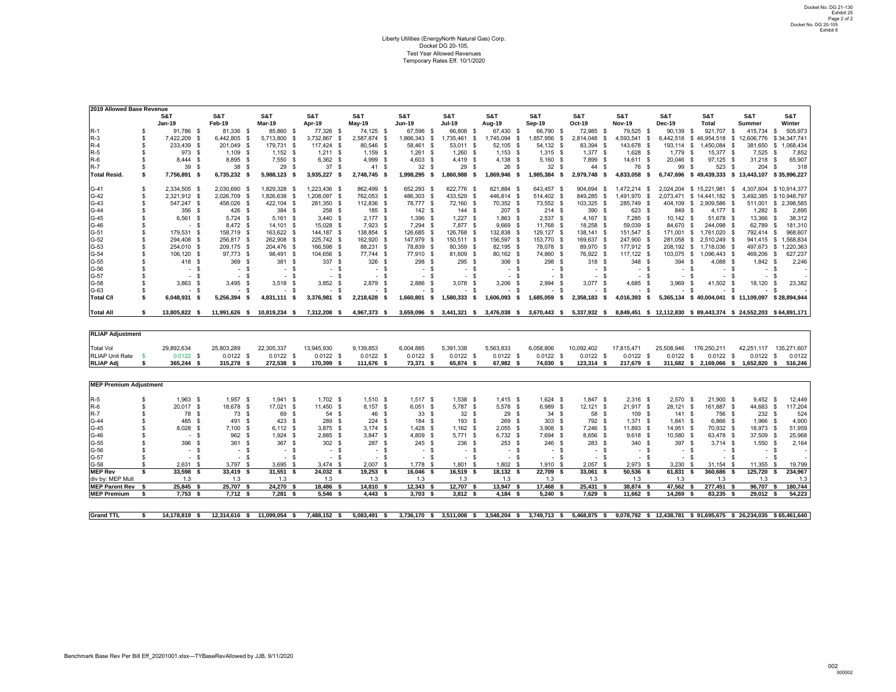Docket No. DG 21-130
Exhibit 25
Page 2 of 2
Docket No. DG 20-105
Exhibit 6

Liberty Utilities (EnergyNorth Natural Gas) Corp.
Docket DG 20-105,
Test Year Allowed Revenues
Temporary Rates Eff. 10/1/2020

**2019 Allowed Base Revenue**

| | S&T Jan-19 | S&T Feb-19 | S&T Mar-19 | S&T Apr-19 | S&T May-19 | S&T Jun-19 | S&T Jul-19 | S&T Aug-19 | S&T Sep-19 | S&T Oct-19 | S&T Nov-19 | S&T Dec-19 | S&T Total | S&T Summer | S&T Winter |
|---|---|---|---|---|---|---|---|---|---|---|---|---|---|---|---|
| R-1 | $ 91,786 | $ 81,336 | $ 85,860 | $ 77,326 | $ 74,125 | $ 67,596 | $ 66,808 | $ 67,430 | $ 66,790 | $ 72,985 | $ 79,525 | $ 90,139 | $ 921,707 | $ 415,734 | $ 505,973 |
| R-3 | $ 7,422,209 | $ 6,442,805 | $ 5,713,800 | $ 3,732,867 | $ 2,587,874 | $ 1,866,343 | $ 1,735,461 | $ 1,745,094 | $ 1,857,956 | $ 2,814,048 | $ 4,593,541 | $ 6,442,518 | $ 46,954,518 | $ 12,606,776 | $ 34,347,741 |
| R-4 | $ 233,439 | $ 201,049 | $ 179,731 | $ 117,424 | $ 80,546 | $ 58,461 | $ 53,011 | $ 52,105 | $ 54,132 | $ 83,394 | $ 143,678 | $ 193,114 | $ 1,450,084 | $ 381,650 | $ 1,068,434 |
| R-5 | $ 973 | $ 1,109 | $ 1,152 | $ 1,211 | $ 1,159 | $ 1,261 | $ 1,260 | $ 1,153 | $ 1,315 | $ 1,377 | $ 1,628 | $ 1,779 | $ 15,377 | $ 7,525 | $ 7,852 |
| R-6 | $ 8,444 | $ 8,895 | $ 7,550 | $ 6,362 | $ 4,999 | $ 4,603 | $ 4,419 | $ 4,138 | $ 5,160 | $ 7,899 | $ 14,611 | $ 20,046 | $ 97,125 | $ 31,218 | $ 65,907 |
| R-7 | $ 39 | $ 38 | $ 29 | $ 37 | $ 41 | $ 32 | $ 29 | $ 26 | $ 32 | $ 44 | $ 76 | $ 99 | $ 523 | $ 204 | $ 318 |
| **Total Resid.** | **$ 7,756,891** | **$ 6,735,232** | **$ 5,988,123** | **$ 3,935,227** | **$ 2,748,745** | **$ 1,998,295** | **$ 1,860,988** | **$ 1,869,946** | **$ 1,985,384** | **$ 2,979,748** | **$ 4,833,058** | **$ 6,747,696** | **$ 49,439,333** | **$ 13,443,107** | **$ 35,996,227** |
| | | | | | | | | | | | | | | | |
| G-41 | $ 2,334,505 | $ 2,030,690 | $ 1,829,328 | $ 1,223,436 | $ 862,499 | $ 652,293 | $ 622,776 | $ 621,884 | $ 643,457 | $ 904,694 | $ 1,472,214 | $ 2,024,204 | $ 15,221,981 | $ 4,307,604 | $ 10,914,377 |
| G-42 | $ 2,321,912 | $ 2,026,709 | $ 1,826,638 | $ 1,208,097 | $ 762,053 | $ 486,303 | $ 433,529 | $ 446,814 | $ 514,402 | $ 849,285 | $ 1,491,970 | $ 2,073,471 | $ 14,441,182 | $ 3,492,385 | $ 10,948,797 |
| G-43 | $ 547,247 | $ 458,026 | $ 422,104 | $ 281,350 | $ 112,836 | $ 78,777 | $ 72,160 | $ 70,352 | $ 73,552 | $ 103,325 | $ 285,749 | $ 404,109 | $ 2,909,586 | $ 511,001 | $ 2,398,585 |
| G-44 | $ 356 | $ 426 | $ 384 | $ 258 | $ 185 | $ 142 | $ 144 | $ 207 | $ 214 | $ 390 | $ 623 | $ 849 | $ 4,177 | $ 1,282 | $ 2,895 |
| G-45 | $ 6,561 | $ 5,724 | $ 5,161 | $ 3,440 | $ 2,177 | $ 1,396 | $ 1,227 | $ 1,863 | $ 2,537 | $ 4,167 | $ 7,285 | $ 10,142 | $ 51,678 | $ 13,366 | $ 38,312 |
| G-46 | $ - | $ 8,472 | $ 14,101 | $ 15,028 | $ 7,923 | $ 7,294 | $ 7,877 | $ 9,669 | $ 11,768 | $ 18,258 | $ 59,039 | $ 84,670 | $ 244,098 | $ 62,789 | $ 181,310 |
| G-51 | $ 179,531 | $ 158,719 | $ 163,622 | $ 144,187 | $ 138,854 | $ 126,685 | $ 126,768 | $ 132,838 | $ 129,127 | $ 138,141 | $ 151,547 | $ 171,001 | $ 1,761,020 | $ 792,414 | $ 968,607 |
| G-52 | $ 294,408 | $ 256,817 | $ 262,908 | $ 225,742 | $ 162,920 | $ 147,979 | $ 150,511 | $ 156,597 | $ 153,770 | $ 169,637 | $ 247,900 | $ 281,058 | $ 2,510,249 | $ 941,415 | $ 1,568,834 |
| G-53 | $ 254,010 | $ 209,175 | $ 204,476 | $ 166,598 | $ 88,231 | $ 78,839 | $ 80,359 | $ 82,195 | $ 78,078 | $ 89,970 | $ 177,912 | $ 208,192 | $ 1,718,036 | $ 497,673 | $ 1,220,363 |
| G-54 | $ 106,120 | $ 97,773 | $ 98,491 | $ 104,656 | $ 77,744 | $ 77,910 | $ 81,609 | $ 80,162 | $ 74,860 | $ 76,922 | $ 117,122 | $ 103,075 | $ 1,096,443 | $ 469,206 | $ 627,237 |
| G-55 | $ 418 | $ 369 | $ 381 | $ 337 | $ 326 | $ 298 | $ 295 | $ 306 | $ 298 | $ 318 | $ 348 | $ 394 | $ 4,088 | $ 1,842 | $ 2,246 |
| G-56 | $ - | $ - | $ - | $ - | $ - | $ - | $ - | $ - | $ - | $ - | $ - | $ - | $ - | $ - | $ - |
| G-57 | $ - | $ - | $ - | $ - | $ - | $ - | $ - | $ - | $ - | $ - | $ - | $ - | $ - | $ - | $ - |
| G-58 | $ 3,863 | $ 3,495 | $ 3,518 | $ 3,852 | $ 2,879 | $ 2,886 | $ 3,078 | $ 3,206 | $ 2,994 | $ 3,077 | $ 4,685 | $ 3,969 | $ 41,502 | $ 18,120 | $ 23,382 |
| G-63 | $ - | $ - | $ - | $ - | $ - | $ - | $ - | $ - | $ - | $ - | $ - | $ - | $ - | $ - | $ - |
| **Total C/I** | **$ 6,048,931** | **$ 5,256,394** | **$ 4,831,111** | **$ 3,376,981** | **$ 2,218,628** | **$ 1,660,801** | **$ 1,580,333** | **$ 1,606,093** | **$ 1,685,059** | **$ 2,358,183** | **$ 4,016,393** | **$ 5,365,134** | **$ 40,004,041** | **$ 11,109,097** | **$ 28,894,944** |
| | | | | | | | | | | | | | | | |
| **Total All** | **$ 13,805,822** | **$ 11,991,626** | **$ 10,819,234** | **$ 7,312,208** | **$ 4,967,373** | **$ 3,659,096** | **$ 3,441,321** | **$ 3,476,038** | **$ 3,670,443** | **$ 5,337,932** | **$ 8,849,451** | **$ 12,112,830** | **$ 89,443,374** | **$ 24,552,203** | **$ 64,891,171** |

**RLIAP Adjustment**

| | Jan-19 | Feb-19 | Mar-19 | Apr-19 | May-19 | Jun-19 | Jul-19 | Aug-19 | Sep-19 | Oct-19 | Nov-19 | Dec-19 | Total | Summer | Winter |
|---|---|---|---|---|---|---|---|---|---|---|---|---|---|---|---|
| Total Vol | 29,892,634 | 25,803,289 | 22,305,337 | 13,945,930 | 9,139,853 | 6,004,885 | 5,391,338 | 5,563,833 | 6,058,806 | 10,092,402 | 17,815,471 | 25,508,946 | 176,250,211 | 42,251,117 | 135,271,607 |
| RLIAP Unit Rate | $ 0.0122 | $ 0.0122 | $ 0.0122 | $ 0.0122 | $ 0.0122 | $ 0.0122 | $ 0.0122 | $ 0.0122 | $ 0.0122 | $ 0.0122 | $ 0.0122 | $ 0.0122 | $ 0.0122 | $ 0.0122 | $ 0.0122 |
| **RLIAP Adj** | **$ 365,244** | **$ 315,278** | **$ 272,538** | **$ 170,399** | **$ 111,676** | **$ 73,371** | **$ 65,874** | **$ 67,982** | **$ 74,030** | **$ 123,314** | **$ 217,679** | **$ 311,682** | **$ 2,169,066** | **$ 1,652,820** | **$ 516,246** |

**MEP Premium Adjustment**

| | Jan-19 | Feb-19 | Mar-19 | Apr-19 | May-19 | Jun-19 | Jul-19 | Aug-19 | Sep-19 | Oct-19 | Nov-19 | Dec-19 | Total | Summer | Winter |
|---|---|---|---|---|---|---|---|---|---|---|---|---|---|---|---|
| R-5 | $ 1,963 | $ 1,957 | $ 1,941 | $ 1,702 | $ 1,510 | $ 1,517 | $ 1,538 | $ 1,415 | $ 1,624 | $ 1,847 | $ 2,316 | $ 2,570 | $ 21,900 | $ 9,452 | $ 12,449 |
| R-6 | $ 20,017 | $ 18,678 | $ 17,021 | $ 11,450 | $ 8,157 | $ 6,051 | $ 5,787 | $ 5,578 | $ 6,989 | $ 12,121 | $ 21,917 | $ 28,121 | $ 161,887 | $ 44,683 | $ 117,204 |
| R-7 | $ 78 | $ 73 | $ 69 | $ 54 | $ 46 | $ 33 | $ 32 | $ 29 | $ 34 | $ 58 | $ 109 | $ 141 | $ 756 | $ 232 | $ 524 |
| G-44 | $ 485 | $ 491 | $ 423 | $ 289 | $ 224 | $ 184 | $ 193 | $ 269 | $ 303 | $ 792 | $ 1,371 | $ 1,841 | $ 6,866 | $ 1,966 | $ 4,900 |
| G-45 | $ 8,028 | $ 7,100 | $ 6,112 | $ 3,875 | $ 3,174 | $ 1,428 | $ 1,162 | $ 2,055 | $ 3,908 | $ 7,246 | $ 11,893 | $ 14,951 | $ 70,932 | $ 18,973 | $ 51,959 |
| G-46 | $ - | $ 962 | $ 1,924 | $ 2,885 | $ 3,847 | $ 4,809 | $ 5,771 | $ 6,732 | $ 7,694 | $ 8,656 | $ 9,618 | $ 10,580 | $ 63,478 | $ 37,509 | $ 25,968 |
| G-55 | $ 396 | $ 361 | $ 367 | $ 302 | $ 287 | $ 245 | $ 236 | $ 253 | $ 246 | $ 283 | $ 340 | $ 397 | $ 3,714 | $ 1,550 | $ 2,164 |
| G-56 | $ - | $ - | $ - | $ - | $ - | $ - | $ - | $ - | $ - | $ - | $ - | $ - | $ - | $ - | $ - |
| G-57 | $ - | $ - | $ - | $ - | $ - | $ - | $ - | $ - | $ - | $ - | $ - | $ - | $ - | $ - | $ - |
| G-58 | $ 2,631 | $ 3,797 | $ 3,695 | $ 3,474 | $ 2,007 | $ 1,778 | $ 1,801 | $ 1,802 | $ 1,910 | $ 2,057 | $ 2,973 | $ 3,230 | $ 31,154 | $ 11,355 | $ 19,799 |
| **MEP Rev** | **$ 33,598** | **$ 33,419** | **$ 31,551** | **$ 24,032** | **$ 19,253** | **$ 16,046** | **$ 16,519** | **$ 18,132** | **$ 22,709** | **$ 33,061** | **$ 50,536** | **$ 61,831** | **$ 360,686** | **$ 125,720** | **$ 234,967** |
| div by: MEP Mult | 1.3 | 1.3 | 1.3 | 1.3 | 1.3 | 1.3 | 1.3 | 1.3 | 1.3 | 1.3 | 1.3 | 1.3 | 1.3 | 1.3 | 1.3 |
| **MEP Parent Rev** | **$ 25,845** | **$ 25,707** | **$ 24,270** | **$ 18,486** | **$ 14,810** | **$ 12,343** | **$ 12,707** | **$ 13,947** | **$ 17,468** | **$ 25,431** | **$ 38,874** | **$ 47,562** | **$ 277,451** | **$ 96,707** | **$ 180,744** |
| **MEP Premium** | **$ 7,753** | **$ 7,712** | **$ 7,281** | **$ 5,546** | **$ 4,443** | **$ 3,703** | **$ 3,812** | **$ 4,184** | **$ 5,240** | **$ 7,629** | **$ 11,662** | **$ 14,269** | **$ 83,235** | **$ 29,012** | **$ 54,223** |

| | Jan-19 | Feb-19 | Mar-19 | Apr-19 | May-19 | Jun-19 | Jul-19 | Aug-19 | Sep-19 | Oct-19 | Nov-19 | Dec-19 | Total | Summer | Winter |
|---|---|---|---|---|---|---|---|---|---|---|---|---|---|---|---|
| **Grand TTL** | **$ 14,178,819** | **$ 12,314,616** | **$ 11,099,054** | **$ 7,488,152** | **$ 5,083,491** | **$ 3,736,170** | **$ 3,511,008** | **$ 3,548,204** | **$ 3,749,713** | **$ 5,468,875** | **$ 9,078,792** | **$ 12,438,781** | **$ 91,695,675** | **$ 26,234,035** | **$ 65,461,640** |

Benchmark Base Rev Per Bill Eff_20201001.xlsx—TYBaseRevAllowed by JJB, 9/11/2020

002
000002